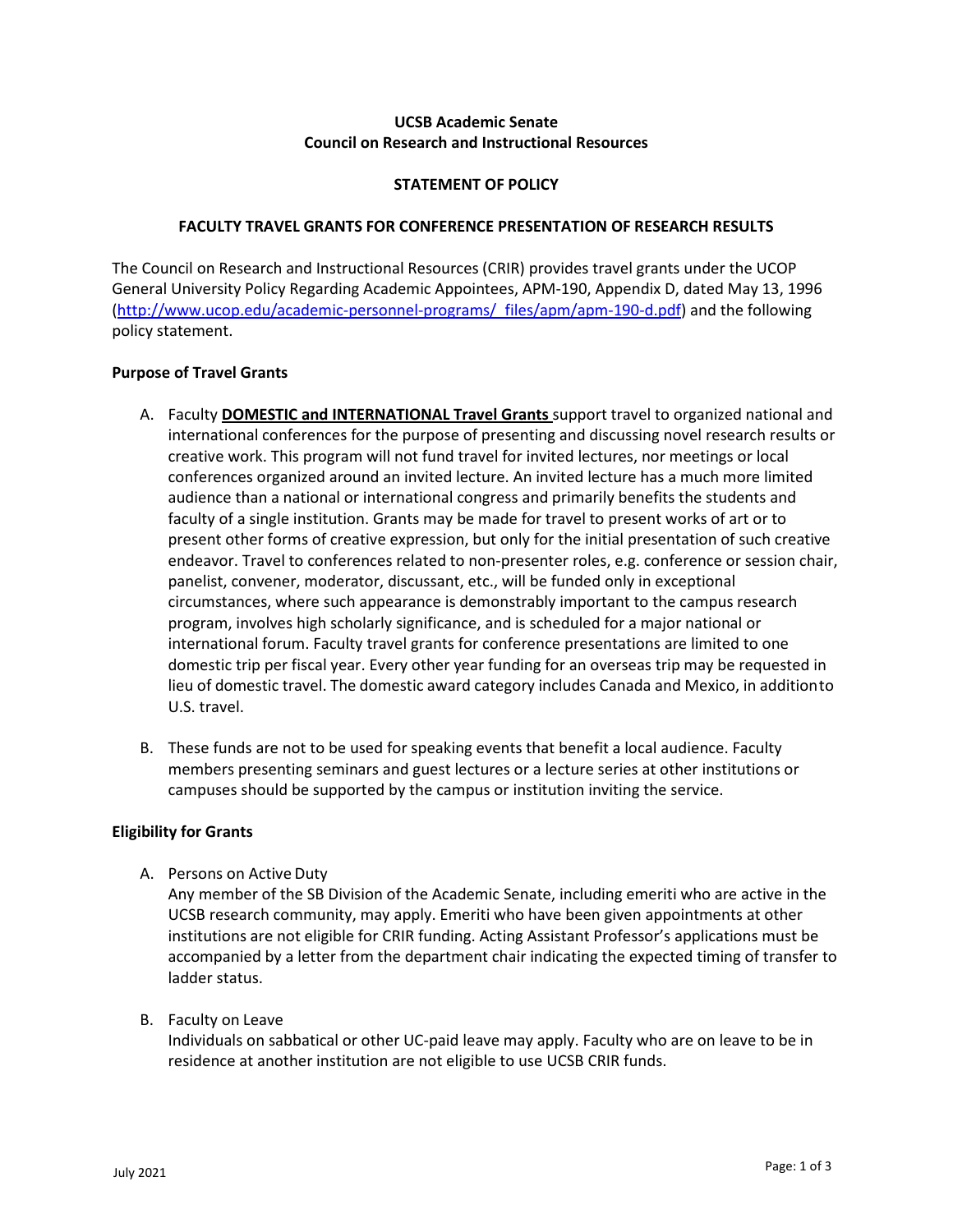**UCSB Academic Senate**
**Council on Research and Instructional Resources**

**STATEMENT OF POLICY**

**FACULTY TRAVEL GRANTS FOR CONFERENCE PRESENTATION OF RESEARCH RESULTS**

The Council on Research and Instructional Resources (CRIR) provides travel grants under the UCOP General University Policy Regarding Academic Appointees, APM-190, Appendix D, dated May 13, 1996 (http://www.ucop.edu/academic-personnel-programs/_files/apm/apm-190-d.pdf) and the following policy statement.

**Purpose of Travel Grants**

A. Faculty **DOMESTIC and INTERNATIONAL Travel Grants** support travel to organized national and international conferences for the purpose of presenting and discussing novel research results or creative work. This program will not fund travel for invited lectures, nor meetings or local conferences organized around an invited lecture. An invited lecture has a much more limited audience than a national or international congress and primarily benefits the students and faculty of a single institution. Grants may be made for travel to present works of art or to present other forms of creative expression, but only for the initial presentation of such creative endeavor. Travel to conferences related to non-presenter roles, e.g. conference or session chair, panelist, convener, moderator, discussant, etc., will be funded only in exceptional circumstances, where such appearance is demonstrably important to the campus research program, involves high scholarly significance, and is scheduled for a major national or international forum. Faculty travel grants for conference presentations are limited to one domestic trip per fiscal year. Every other year funding for an overseas trip may be requested in lieu of domestic travel. The domestic award category includes Canada and Mexico, in addition to U.S. travel.

B. These funds are not to be used for speaking events that benefit a local audience. Faculty members presenting seminars and guest lectures or a lecture series at other institutions or campuses should be supported by the campus or institution inviting the service.

**Eligibility for Grants**

A. Persons on Active Duty
Any member of the SB Division of the Academic Senate, including emeriti who are active in the UCSB research community, may apply. Emeriti who have been given appointments at other institutions are not eligible for CRIR funding. Acting Assistant Professor's applications must be accompanied by a letter from the department chair indicating the expected timing of transfer to ladder status.

B. Faculty on Leave
Individuals on sabbatical or other UC-paid leave may apply. Faculty who are on leave to be in residence at another institution are not eligible to use UCSB CRIR funds.

July 2021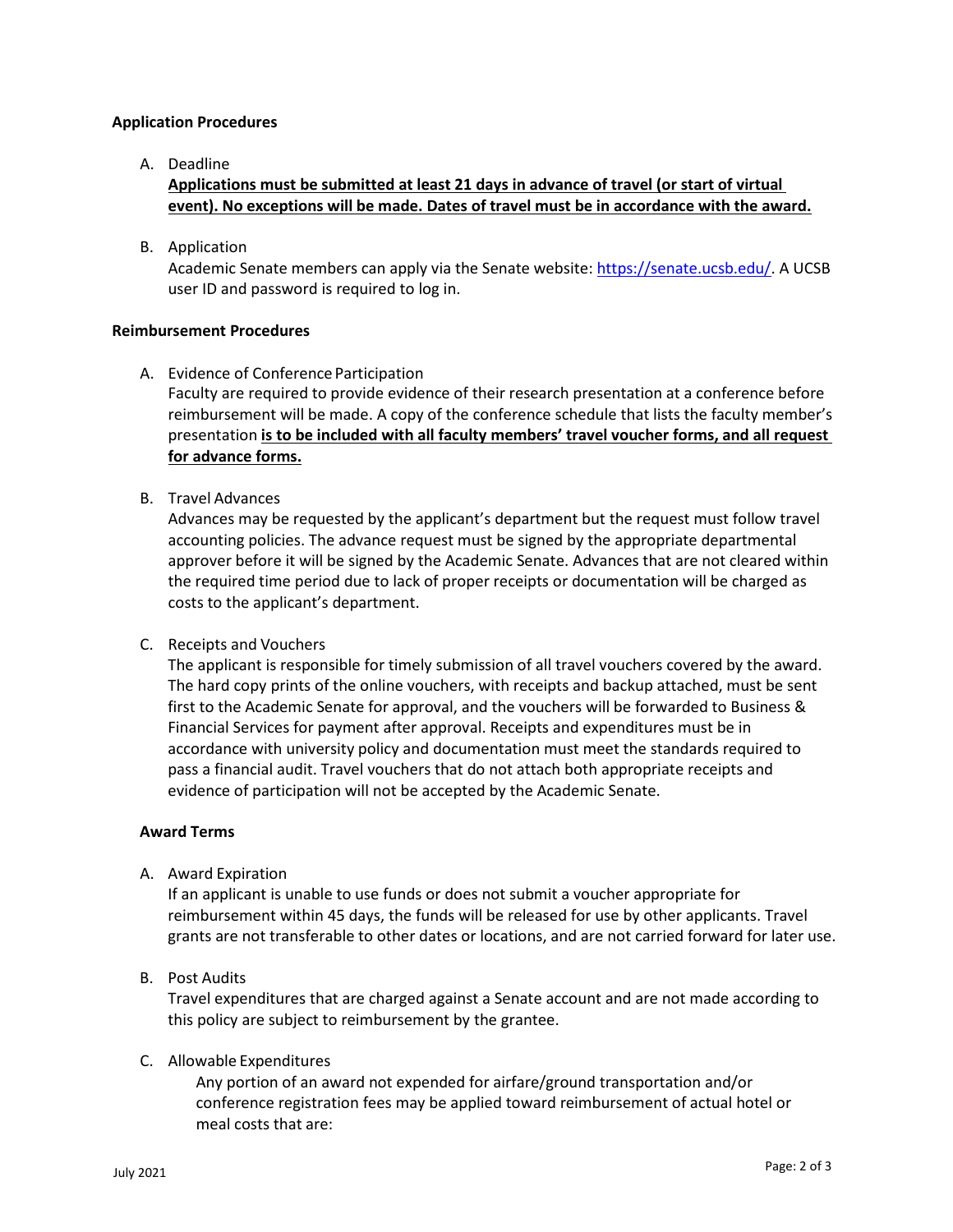**Application Procedures**

A. Deadline

   **<u>Applications must be submitted at least 21 days in advance of travel (or start of virtual event). No exceptions will be made. Dates of travel must be in accordance with the award.</u>**

B. Application

   Academic Senate members can apply via the Senate website: [https://senate.ucsb.edu/](https://senate.ucsb.edu/). A UCSB user ID and password is required to log in.

**Reimbursement Procedures**

A. Evidence of Conference Participation

   Faculty are required to provide evidence of their research presentation at a conference before reimbursement will be made. A copy of the conference schedule that lists the faculty member's presentation **<u>is to be included with all faculty members' travel voucher forms, and all request for advance forms.</u>**

B. Travel Advances

   Advances may be requested by the applicant's department but the request must follow travel accounting policies. The advance request must be signed by the appropriate departmental approver before it will be signed by the Academic Senate. Advances that are not cleared within the required time period due to lack of proper receipts or documentation will be charged as costs to the applicant's department.

C. Receipts and Vouchers

   The applicant is responsible for timely submission of all travel vouchers covered by the award. The hard copy prints of the online vouchers, with receipts and backup attached, must be sent first to the Academic Senate for approval, and the vouchers will be forwarded to Business & Financial Services for payment after approval. Receipts and expenditures must be in accordance with university policy and documentation must meet the standards required to pass a financial audit. Travel vouchers that do not attach both appropriate receipts and evidence of participation will not be accepted by the Academic Senate.

**Award Terms**

A. Award Expiration

   If an applicant is unable to use funds or does not submit a voucher appropriate for reimbursement within 45 days, the funds will be released for use by other applicants. Travel grants are not transferable to other dates or locations, and are not carried forward for later use.

B. Post Audits

   Travel expenditures that are charged against a Senate account and are not made according to this policy are subject to reimbursement by the grantee.

C. Allowable Expenditures

   Any portion of an award not expended for airfare/ground transportation and/or conference registration fees may be applied toward reimbursement of actual hotel or meal costs that are: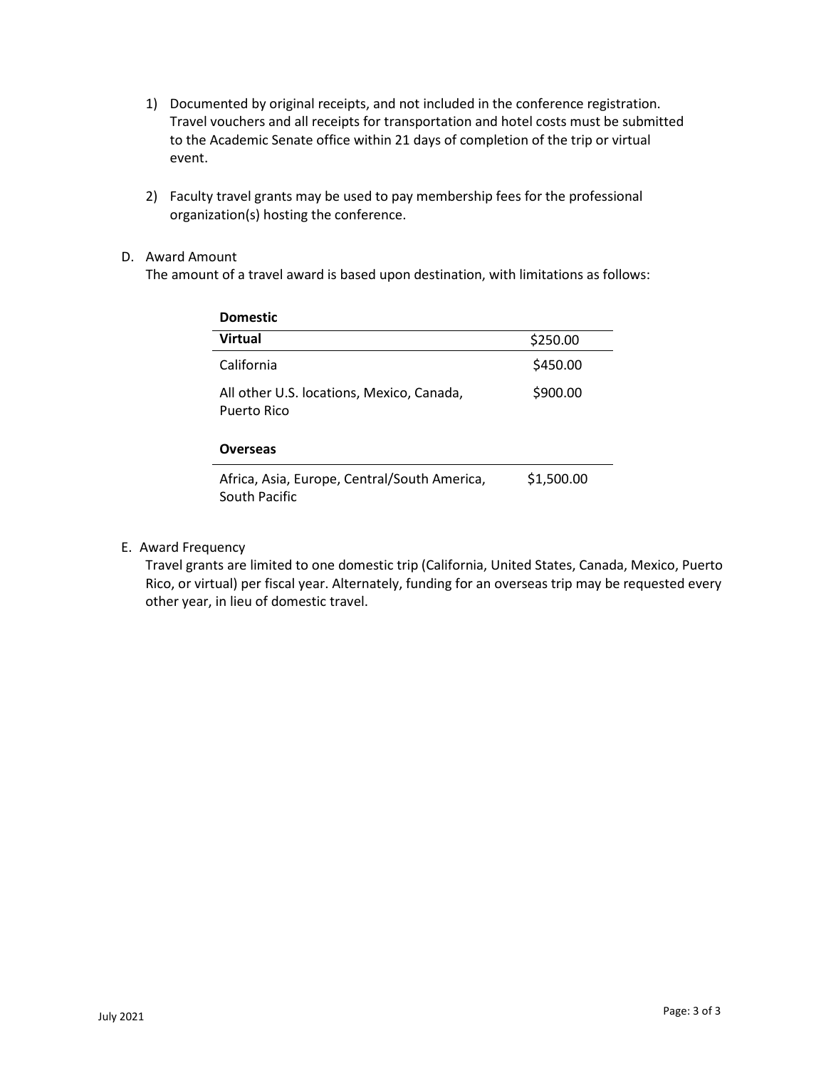1) Documented by original receipts, and not included in the conference registration. Travel vouchers and all receipts for transportation and hotel costs must be submitted to the Academic Senate office within 21 days of completion of the trip or virtual event.

2) Faculty travel grants may be used to pay membership fees for the professional organization(s) hosting the conference.

D. Award Amount

The amount of a travel award is based upon destination, with limitations as follows:

| **Domestic** | |
|---|---|
| **Virtual** | $250.00 |
| California | $450.00 |
| All other U.S. locations, Mexico, Canada, Puerto Rico | $900.00 |
| **Overseas** | |
| Africa, Asia, Europe, Central/South America, South Pacific | $1,500.00 |

E. Award Frequency

Travel grants are limited to one domestic trip (California, United States, Canada, Mexico, Puerto Rico, or virtual) per fiscal year. Alternately, funding for an overseas trip may be requested every other year, in lieu of domestic travel.

July 2021